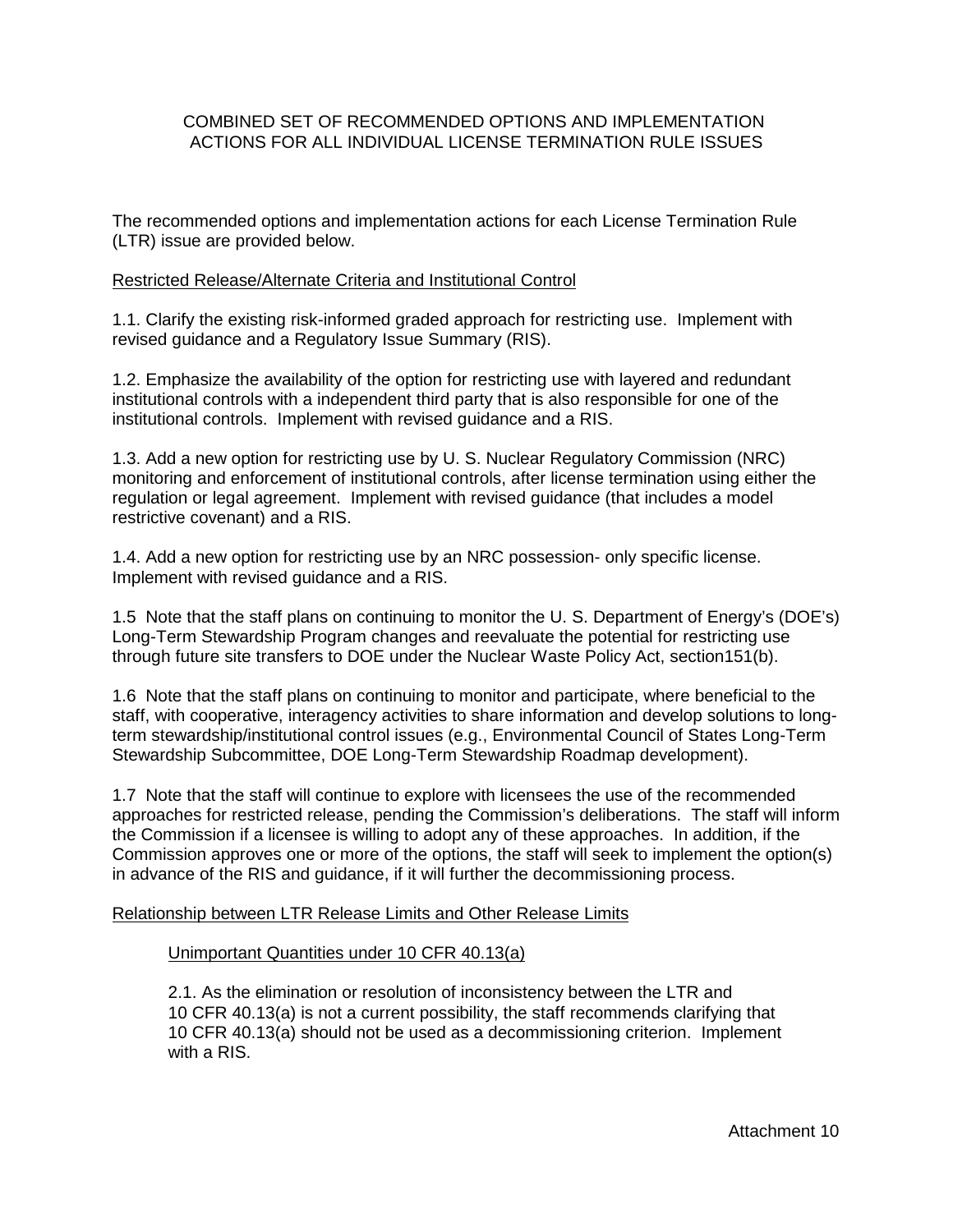# COMBINED SET OF RECOMMENDED OPTIONS AND IMPLEMENTATION ACTIONS FOR ALL INDIVIDUAL LICENSE TERMINATION RULE ISSUES

The recommended options and implementation actions for each License Termination Rule (LTR) issue are provided below.

## Restricted Release/Alternate Criteria and Institutional Control

1.1. Clarify the existing risk-informed graded approach for restricting use. Implement with revised guidance and a Regulatory Issue Summary (RIS).

1.2. Emphasize the availability of the option for restricting use with layered and redundant institutional controls with a independent third party that is also responsible for one of the institutional controls. Implement with revised guidance and a RIS.

1.3. Add a new option for restricting use by U. S. Nuclear Regulatory Commission (NRC) monitoring and enforcement of institutional controls, after license termination using either the regulation or legal agreement. Implement with revised guidance (that includes a model restrictive covenant) and a RIS.

1.4. Add a new option for restricting use by an NRC possession- only specific license. Implement with revised guidance and a RIS.

1.5 Note that the staff plans on continuing to monitor the U. S. Department of Energy's (DOE's) Long-Term Stewardship Program changes and reevaluate the potential for restricting use through future site transfers to DOE under the Nuclear Waste Policy Act, section151(b).

1.6 Note that the staff plans on continuing to monitor and participate, where beneficial to the staff, with cooperative, interagency activities to share information and develop solutions to long-term stewardship/institutional control issues (e.g., Environmental Council of States Long-Term Stewardship Subcommittee, DOE Long-Term Stewardship Roadmap development).

1.7 Note that the staff will continue to explore with licensees the use of the recommended approaches for restricted release, pending the Commission's deliberations. The staff will inform the Commission if a licensee is willing to adopt any of these approaches. In addition, if the Commission approves one or more of the options, the staff will seek to implement the option(s) in advance of the RIS and guidance, if it will further the decommissioning process.

## Relationship between LTR Release Limits and Other Release Limits

### Unimportant Quantities under 10 CFR 40.13(a)

2.1. As the elimination or resolution of inconsistency between the LTR and 10 CFR 40.13(a) is not a current possibility, the staff recommends clarifying that 10 CFR 40.13(a) should not be used as a decommissioning criterion. Implement with a RIS.

Attachment 10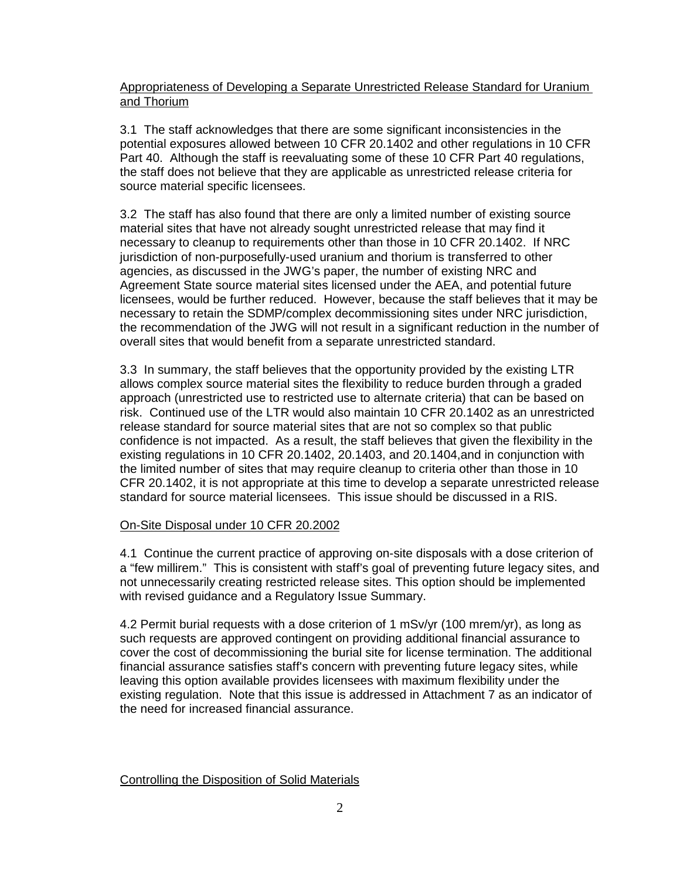Appropriateness of Developing a Separate Unrestricted Release Standard for Uranium and Thorium

3.1 The staff acknowledges that there are some significant inconsistencies in the potential exposures allowed between 10 CFR 20.1402 and other regulations in 10 CFR Part 40. Although the staff is reevaluating some of these 10 CFR Part 40 regulations, the staff does not believe that they are applicable as unrestricted release criteria for source material specific licensees.

3.2 The staff has also found that there are only a limited number of existing source material sites that have not already sought unrestricted release that may find it necessary to cleanup to requirements other than those in 10 CFR 20.1402. If NRC jurisdiction of non-purposefully-used uranium and thorium is transferred to other agencies, as discussed in the JWG's paper, the number of existing NRC and Agreement State source material sites licensed under the AEA, and potential future licensees, would be further reduced. However, because the staff believes that it may be necessary to retain the SDMP/complex decommissioning sites under NRC jurisdiction, the recommendation of the JWG will not result in a significant reduction in the number of overall sites that would benefit from a separate unrestricted standard.

3.3 In summary, the staff believes that the opportunity provided by the existing LTR allows complex source material sites the flexibility to reduce burden through a graded approach (unrestricted use to restricted use to alternate criteria) that can be based on risk. Continued use of the LTR would also maintain 10 CFR 20.1402 as an unrestricted release standard for source material sites that are not so complex so that public confidence is not impacted. As a result, the staff believes that given the flexibility in the existing regulations in 10 CFR 20.1402, 20.1403, and 20.1404,and in conjunction with the limited number of sites that may require cleanup to criteria other than those in 10 CFR 20.1402, it is not appropriate at this time to develop a separate unrestricted release standard for source material licensees. This issue should be discussed in a RIS.

On-Site Disposal under 10 CFR 20.2002

4.1 Continue the current practice of approving on-site disposals with a dose criterion of a "few millirem." This is consistent with staff's goal of preventing future legacy sites, and not unnecessarily creating restricted release sites. This option should be implemented with revised guidance and a Regulatory Issue Summary.

4.2 Permit burial requests with a dose criterion of 1 mSv/yr (100 mrem/yr), as long as such requests are approved contingent on providing additional financial assurance to cover the cost of decommissioning the burial site for license termination. The additional financial assurance satisfies staff's concern with preventing future legacy sites, while leaving this option available provides licensees with maximum flexibility under the existing regulation. Note that this issue is addressed in Attachment 7 as an indicator of the need for increased financial assurance.

Controlling the Disposition of Solid Materials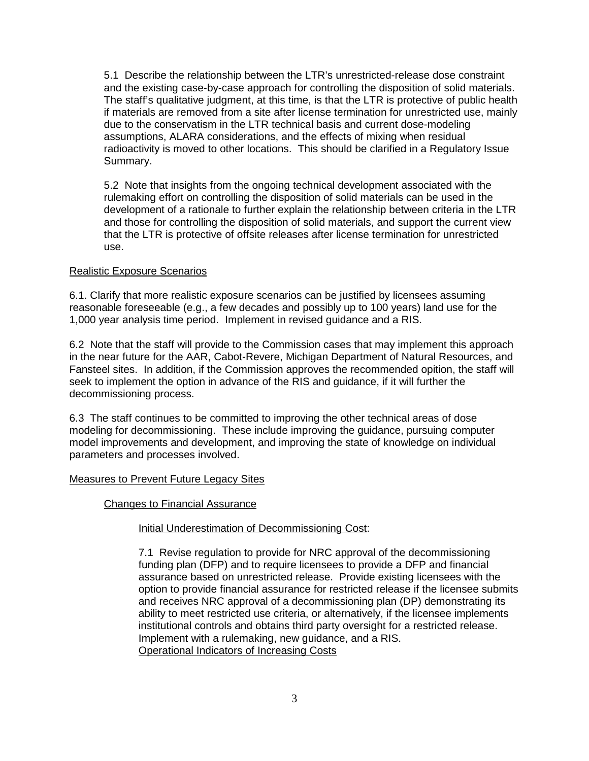5.1 Describe the relationship between the LTR's unrestricted-release dose constraint and the existing case-by-case approach for controlling the disposition of solid materials. The staff's qualitative judgment, at this time, is that the LTR is protective of public health if materials are removed from a site after license termination for unrestricted use, mainly due to the conservatism in the LTR technical basis and current dose-modeling assumptions, ALARA considerations, and the effects of mixing when residual radioactivity is moved to other locations. This should be clarified in a Regulatory Issue Summary.

5.2 Note that insights from the ongoing technical development associated with the rulemaking effort on controlling the disposition of solid materials can be used in the development of a rationale to further explain the relationship between criteria in the LTR and those for controlling the disposition of solid materials, and support the current view that the LTR is protective of offsite releases after license termination for unrestricted use.

<u>Realistic Exposure Scenarios</u>

6.1. Clarify that more realistic exposure scenarios can be justified by licensees assuming reasonable foreseeable (e.g., a few decades and possibly up to 100 years) land use for the 1,000 year analysis time period. Implement in revised guidance and a RIS.

6.2 Note that the staff will provide to the Commission cases that may implement this approach in the near future for the AAR, Cabot-Revere, Michigan Department of Natural Resources, and Fansteel sites. In addition, if the Commission approves the recommended opition, the staff will seek to implement the option in advance of the RIS and guidance, if it will further the decommissioning process.

6.3 The staff continues to be committed to improving the other technical areas of dose modeling for decommissioning. These include improving the guidance, pursuing computer model improvements and development, and improving the state of knowledge on individual parameters and processes involved.

<u>Measures to Prevent Future Legacy Sites</u>

<u>Changes to Financial Assurance</u>

<u>Initial Underestimation of Decommissioning Cost</u>:

7.1 Revise regulation to provide for NRC approval of the decommissioning funding plan (DFP) and to require licensees to provide a DFP and financial assurance based on unrestricted release. Provide existing licensees with the option to provide financial assurance for restricted release if the licensee submits and receives NRC approval of a decommissioning plan (DP) demonstrating its ability to meet restricted use criteria, or alternatively, if the licensee implements institutional controls and obtains third party oversight for a restricted release. Implement with a rulemaking, new guidance, and a RIS.

<u>Operational Indicators of Increasing Costs</u>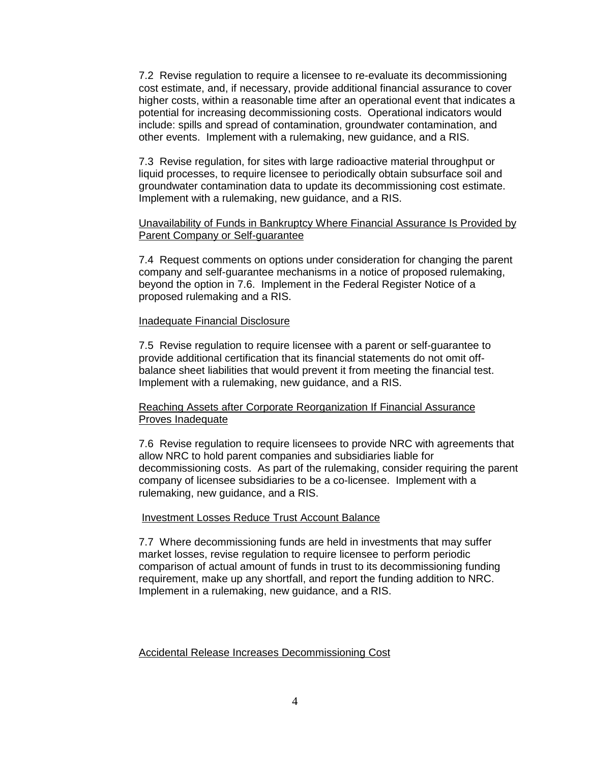7.2 Revise regulation to require a licensee to re-evaluate its decommissioning cost estimate, and, if necessary, provide additional financial assurance to cover higher costs, within a reasonable time after an operational event that indicates a potential for increasing decommissioning costs. Operational indicators would include: spills and spread of contamination, groundwater contamination, and other events. Implement with a rulemaking, new guidance, and a RIS.

7.3 Revise regulation, for sites with large radioactive material throughput or liquid processes, to require licensee to periodically obtain subsurface soil and groundwater contamination data to update its decommissioning cost estimate. Implement with a rulemaking, new guidance, and a RIS.

<u>Unavailability of Funds in Bankruptcy Where Financial Assurance Is Provided by Parent Company or Self-guarantee</u>

7.4 Request comments on options under consideration for changing the parent company and self-guarantee mechanisms in a notice of proposed rulemaking, beyond the option in 7.6. Implement in the Federal Register Notice of a proposed rulemaking and a RIS.

<u>Inadequate Financial Disclosure</u>

7.5 Revise regulation to require licensee with a parent or self-guarantee to provide additional certification that its financial statements do not omit off-balance sheet liabilities that would prevent it from meeting the financial test. Implement with a rulemaking, new guidance, and a RIS.

<u>Reaching Assets after Corporate Reorganization If Financial Assurance Proves Inadequate</u>

7.6 Revise regulation to require licensees to provide NRC with agreements that allow NRC to hold parent companies and subsidiaries liable for decommissioning costs. As part of the rulemaking, consider requiring the parent company of licensee subsidiaries to be a co-licensee. Implement with a rulemaking, new guidance, and a RIS.

<u>Investment Losses Reduce Trust Account Balance</u>

7.7 Where decommissioning funds are held in investments that may suffer market losses, revise regulation to require licensee to perform periodic comparison of actual amount of funds in trust to its decommissioning funding requirement, make up any shortfall, and report the funding addition to NRC. Implement in a rulemaking, new guidance, and a RIS.

<u>Accidental Release Increases Decommissioning Cost</u>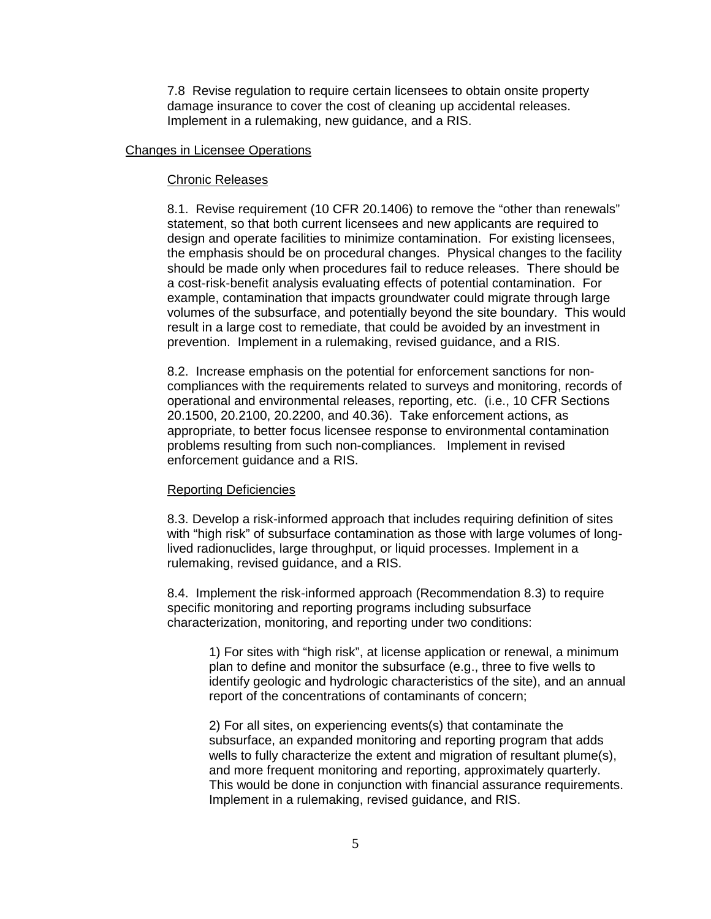7.8 Revise regulation to require certain licensees to obtain onsite property damage insurance to cover the cost of cleaning up accidental releases. Implement in a rulemaking, new guidance, and a RIS.

<u>Changes in Licensee Operations</u>

<u>Chronic Releases</u>

8.1. Revise requirement (10 CFR 20.1406) to remove the “other than renewals” statement, so that both current licensees and new applicants are required to design and operate facilities to minimize contamination. For existing licensees, the emphasis should be on procedural changes. Physical changes to the facility should be made only when procedures fail to reduce releases. There should be a cost-risk-benefit analysis evaluating effects of potential contamination. For example, contamination that impacts groundwater could migrate through large volumes of the subsurface, and potentially beyond the site boundary. This would result in a large cost to remediate, that could be avoided by an investment in prevention. Implement in a rulemaking, revised guidance, and a RIS.

8.2. Increase emphasis on the potential for enforcement sanctions for non-compliances with the requirements related to surveys and monitoring, records of operational and environmental releases, reporting, etc. (i.e., 10 CFR Sections 20.1500, 20.2100, 20.2200, and 40.36). Take enforcement actions, as appropriate, to better focus licensee response to environmental contamination problems resulting from such non-compliances. Implement in revised enforcement guidance and a RIS.

<u>Reporting Deficiencies</u>

8.3. Develop a risk-informed approach that includes requiring definition of sites with “high risk” of subsurface contamination as those with large volumes of long-lived radionuclides, large throughput, or liquid processes. Implement in a rulemaking, revised guidance, and a RIS.

8.4. Implement the risk-informed approach (Recommendation 8.3) to require specific monitoring and reporting programs including subsurface characterization, monitoring, and reporting under two conditions:

> 1) For sites with “high risk”, at license application or renewal, a minimum plan to define and monitor the subsurface (e.g., three to five wells to identify geologic and hydrologic characteristics of the site), and an annual report of the concentrations of contaminants of concern;
>
> 2) For all sites, on experiencing events(s) that contaminate the subsurface, an expanded monitoring and reporting program that adds wells to fully characterize the extent and migration of resultant plume(s), and more frequent monitoring and reporting, approximately quarterly. This would be done in conjunction with financial assurance requirements. Implement in a rulemaking, revised guidance, and RIS.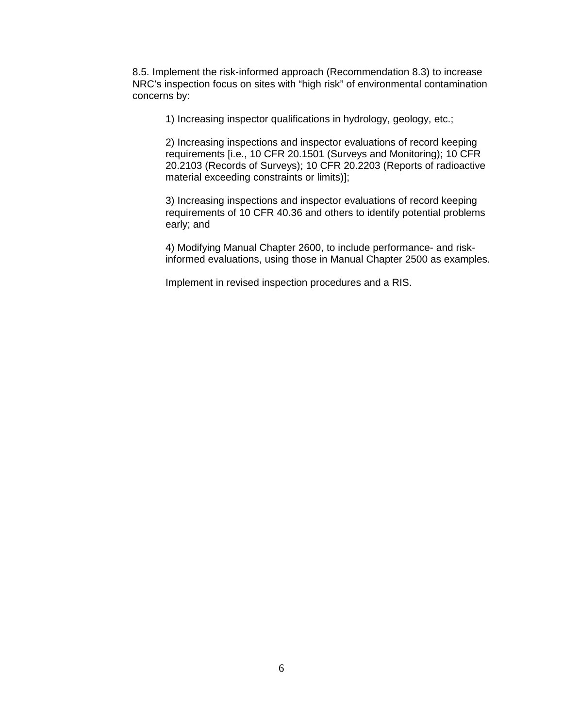8.5. Implement the risk-informed approach (Recommendation 8.3) to increase NRC's inspection focus on sites with "high risk" of environmental contamination concerns by:

1) Increasing inspector qualifications in hydrology, geology, etc.;

2) Increasing inspections and inspector evaluations of record keeping requirements [i.e., 10 CFR 20.1501 (Surveys and Monitoring); 10 CFR 20.2103 (Records of Surveys); 10 CFR 20.2203 (Reports of radioactive material exceeding constraints or limits)];

3) Increasing inspections and inspector evaluations of record keeping requirements of 10 CFR 40.36 and others to identify potential problems early; and

4) Modifying Manual Chapter 2600, to include performance- and risk-informed evaluations, using those in Manual Chapter 2500 as examples.

Implement in revised inspection procedures and a RIS.